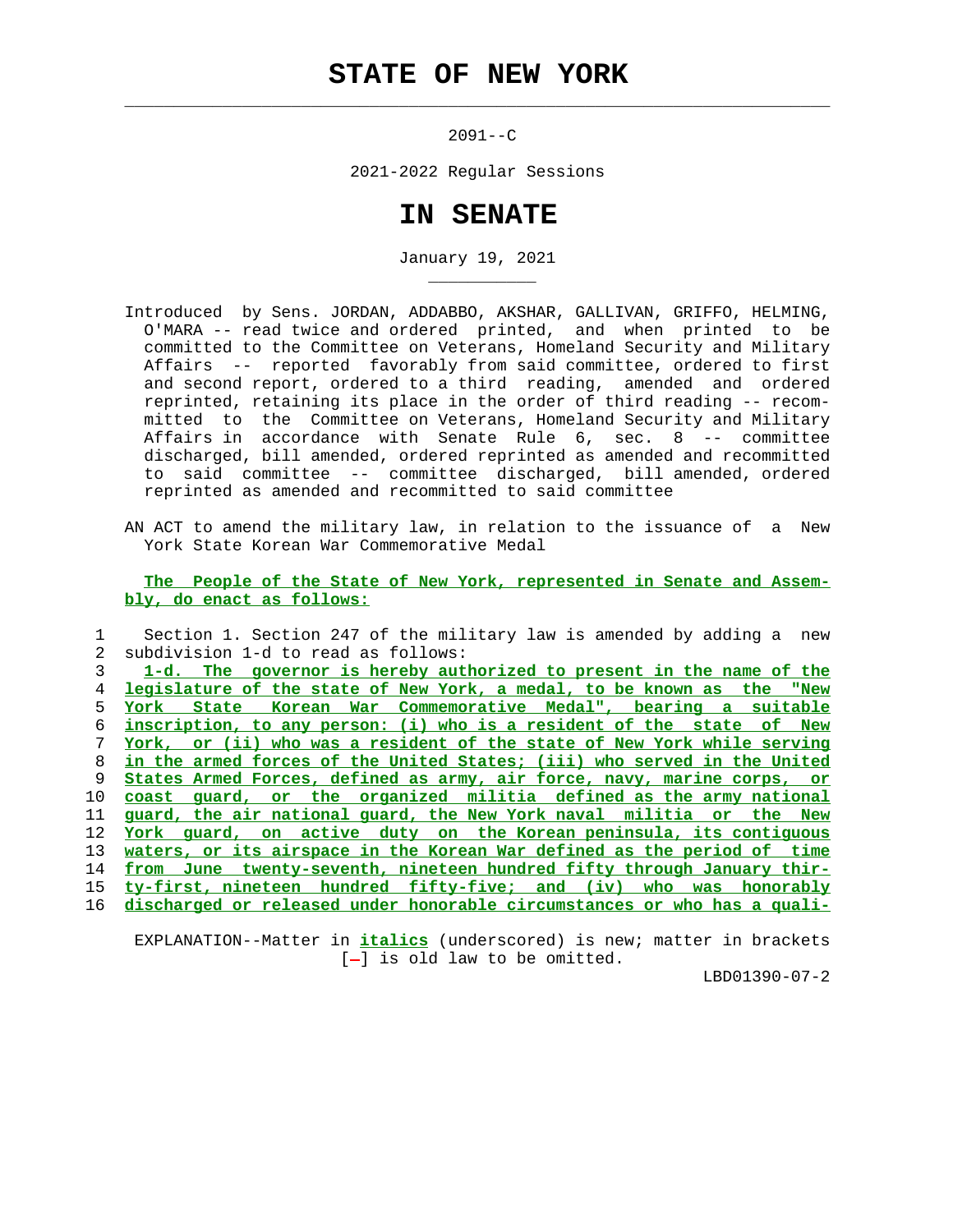# STATE OF NEW YORK

2091--C

2021-2022 Regular Sessions

# IN SENATE

January 19, 2021

Introduced by Sens. JORDAN, ADDABBO, AKSHAR, GALLIVAN, GRIFFO, HELMING, O'MARA -- read twice and ordered printed, and when printed to be committed to the Committee on Veterans, Homeland Security and Military Affairs -- reported favorably from said committee, ordered to first and second report, ordered to a third reading, amended and ordered reprinted, retaining its place in the order of third reading -- recommitted to the Committee on Veterans, Homeland Security and Military Affairs in accordance with Senate Rule 6, sec. 8 -- committee discharged, bill amended, ordered reprinted as amended and recommitted to said committee -- committee discharged, bill amended, ordered reprinted as amended and recommitted to said committee

AN ACT to amend the military law, in relation to the issuance of a New York State Korean War Commemorative Medal

**The People of the State of New York, represented in Senate and Assembly, do enact as follows:**

1 Section 1. Section 247 of the military law is amended by adding a new
2 subdivision 1-d to read as follows:
3 ***1-d. The governor is hereby authorized to present in the name of the***
4 ***legislature of the state of New York, a medal, to be known as the "New***
5 ***York State Korean War Commemorative Medal", bearing a suitable***
6 ***inscription, to any person: (i) who is a resident of the state of New***
7 ***York, or (ii) who was a resident of the state of New York while serving***
8 ***in the armed forces of the United States; (iii) who served in the United***
9 ***States Armed Forces, defined as army, air force, navy, marine corps, or***
10 ***coast guard, or the organized militia defined as the army national***
11 ***guard, the air national guard, the New York naval militia or the New***
12 ***York guard, on active duty on the Korean peninsula, its contiguous***
13 ***waters, or its airspace in the Korean War defined as the period of time***
14 ***from June twenty-seventh, nineteen hundred fifty through January thir-***
15 ***ty-first, nineteen hundred fifty-five; and (iv) who was honorably***
16 ***discharged or released under honorable circumstances or who has a quali-***

EXPLANATION--Matter in ***italics*** (underscored) is new; matter in brackets [-] is old law to be omitted.

LBD01390-07-2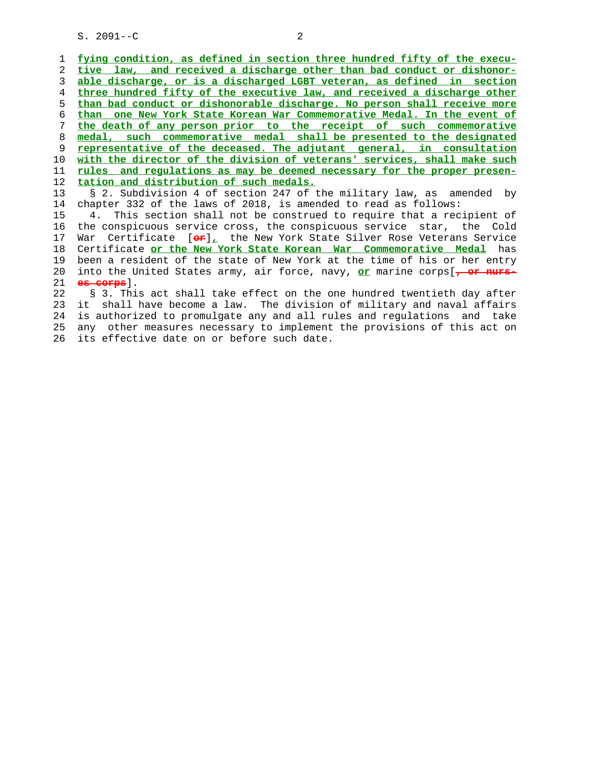fying condition, as defined in section three hundred fifty of the executive law, and received a discharge other than bad conduct or dishonorable discharge, or is a discharged LGBT veteran, as defined in section three hundred fifty of the executive law, and received a discharge other than bad conduct or dishonorable discharge. No person shall receive more than one New York State Korean War Commemorative Medal. In the event of the death of any person prior to the receipt of such commemorative medal, such commemorative medal shall be presented to the designated representative of the deceased. The adjutant general, in consultation with the director of the division of veterans' services, shall make such rules and regulations as may be deemed necessary for the proper presentation and distribution of such medals.

§ 2. Subdivision 4 of section 247 of the military law, as amended by chapter 332 of the laws of 2018, is amended to read as follows:

4. This section shall not be construed to require that a recipient of the conspicuous service cross, the conspicuous service star, the Cold War Certificate [or], the New York State Silver Rose Veterans Service Certificate or the New York State Korean War Commemorative Medal has been a resident of the state of New York at the time of his or her entry into the United States army, air force, navy, or marine corps[, or nurses corps].

§ 3. This act shall take effect on the one hundred twentieth day after it shall have become a law. The division of military and naval affairs is authorized to promulgate any and all rules and regulations and take any other measures necessary to implement the provisions of this act on its effective date on or before such date.